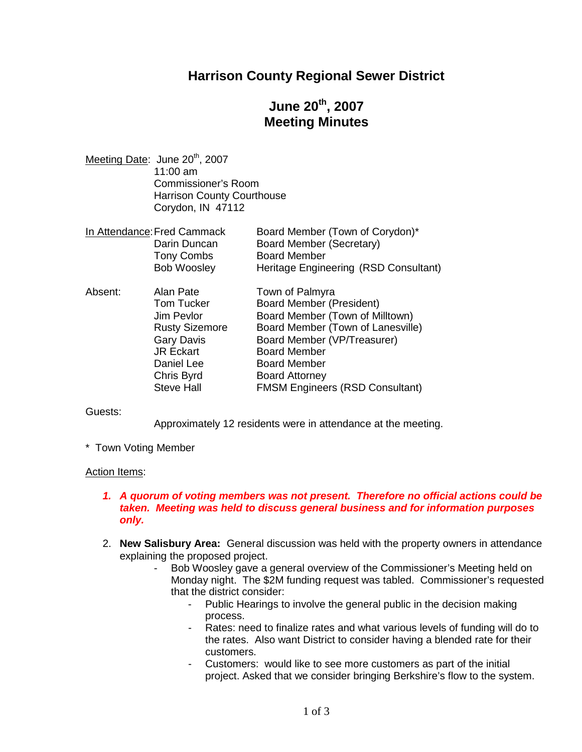# Harrison County Regional Sewer District

## June 20th, 2007
## Meeting Minutes

Meeting Date: June 20th, 2007
11:00 am
Commissioner's Room
Harrison County Courthouse
Corydon, IN 47112

| | | |
|---|---|---|
| In Attendance: | Fred Cammack | Board Member (Town of Corydon)* |
| | Darin Duncan | Board Member (Secretary) |
| | Tony Combs | Board Member |
| | Bob Woosley | Heritage Engineering (RSD Consultant) |
| Absent: | Alan Pate | Town of Palmyra |
| | Tom Tucker | Board Member (President) |
| | Jim Pevlor | Board Member (Town of Milltown) |
| | Rusty Sizemore | Board Member (Town of Lanesville) |
| | Gary Davis | Board Member (VP/Treasurer) |
| | JR Eckart | Board Member |
| | Daniel Lee | Board Member |
| | Chris Byrd | Board Attorney |
| | Steve Hall | FMSM Engineers (RSD Consultant) |

Guests:

Approximately 12 residents were in attendance at the meeting.

* Town Voting Member

Action Items:

1. ***A quorum of voting members was not present. Therefore no official actions could be taken. Meeting was held to discuss general business and for information purposes only.***

2. **New Salisbury Area:** General discussion was held with the property owners in attendance explaining the proposed project.
   - Bob Woosley gave a general overview of the Commissioner's Meeting held on Monday night. The $2M funding request was tabled. Commissioner's requested that the district consider:
     - Public Hearings to involve the general public in the decision making process.
     - Rates: need to finalize rates and what various levels of funding will do to the rates. Also want District to consider having a blended rate for their customers.
     - Customers: would like to see more customers as part of the initial project. Asked that we consider bringing Berkshire's flow to the system.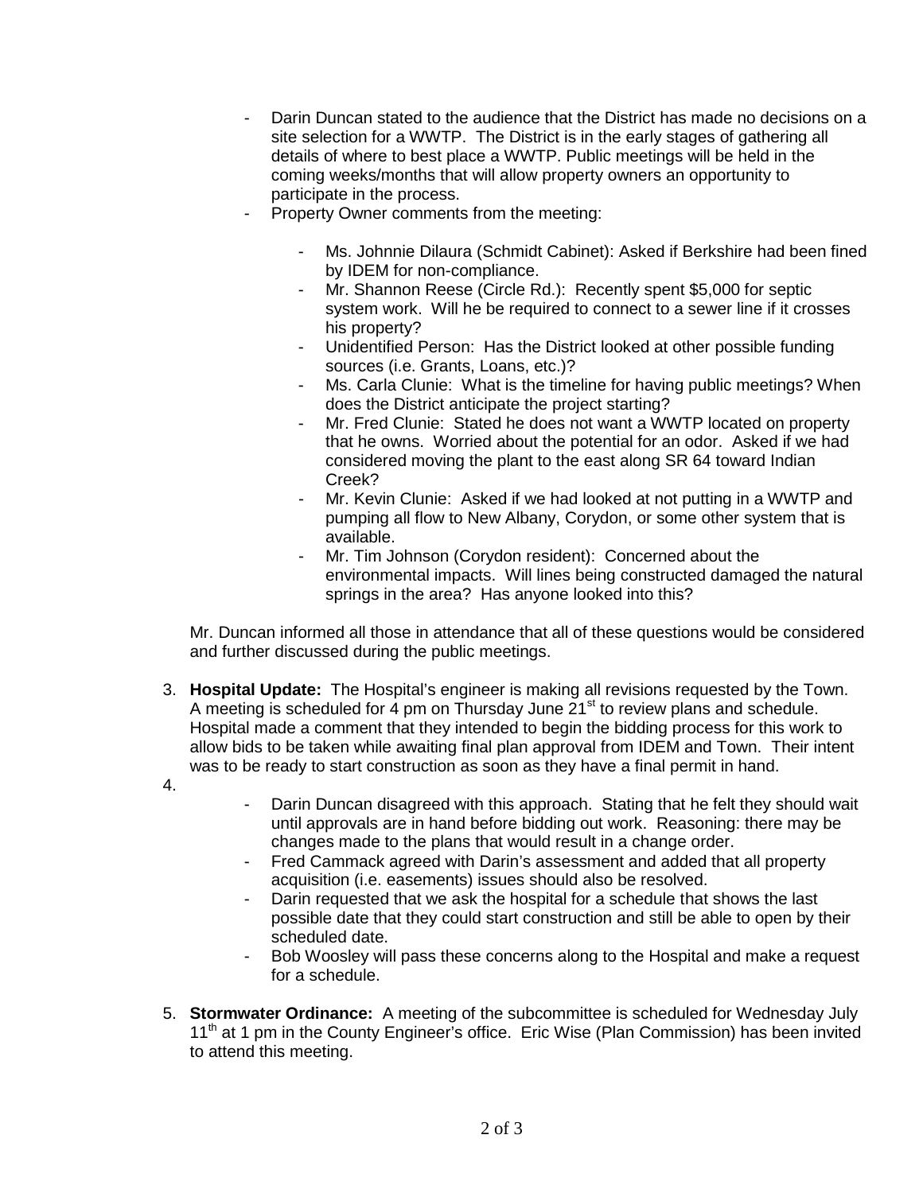- Darin Duncan stated to the audience that the District has made no decisions on a site selection for a WWTP. The District is in the early stages of gathering all details of where to best place a WWTP. Public meetings will be held in the coming weeks/months that will allow property owners an opportunity to participate in the process.
- Property Owner comments from the meeting:
    - Ms. Johnnie Dilaura (Schmidt Cabinet): Asked if Berkshire had been fined by IDEM for non-compliance.
    - Mr. Shannon Reese (Circle Rd.): Recently spent $5,000 for septic system work. Will he be required to connect to a sewer line if it crosses his property?
    - Unidentified Person: Has the District looked at other possible funding sources (i.e. Grants, Loans, etc.)?
    - Ms. Carla Clunie: What is the timeline for having public meetings? When does the District anticipate the project starting?
    - Mr. Fred Clunie: Stated he does not want a WWTP located on property that he owns. Worried about the potential for an odor. Asked if we had considered moving the plant to the east along SR 64 toward Indian Creek?
    - Mr. Kevin Clunie: Asked if we had looked at not putting in a WWTP and pumping all flow to New Albany, Corydon, or some other system that is available.
    - Mr. Tim Johnson (Corydon resident): Concerned about the environmental impacts. Will lines being constructed damaged the natural springs in the area? Has anyone looked into this?

Mr. Duncan informed all those in attendance that all of these questions would be considered and further discussed during the public meetings.

3. **Hospital Update:** The Hospital's engineer is making all revisions requested by the Town. A meeting is scheduled for 4 pm on Thursday June 21st to review plans and schedule. Hospital made a comment that they intended to begin the bidding process for this work to allow bids to be taken while awaiting final plan approval from IDEM and Town. Their intent was to be ready to start construction as soon as they have a final permit in hand.
4. 
    - Darin Duncan disagreed with this approach. Stating that he felt they should wait until approvals are in hand before bidding out work. Reasoning: there may be changes made to the plans that would result in a change order.
    - Fred Cammack agreed with Darin's assessment and added that all property acquisition (i.e. easements) issues should also be resolved.
    - Darin requested that we ask the hospital for a schedule that shows the last possible date that they could start construction and still be able to open by their scheduled date.
    - Bob Woosley will pass these concerns along to the Hospital and make a request for a schedule.
5. **Stormwater Ordinance:** A meeting of the subcommittee is scheduled for Wednesday July 11th at 1 pm in the County Engineer's office. Eric Wise (Plan Commission) has been invited to attend this meeting.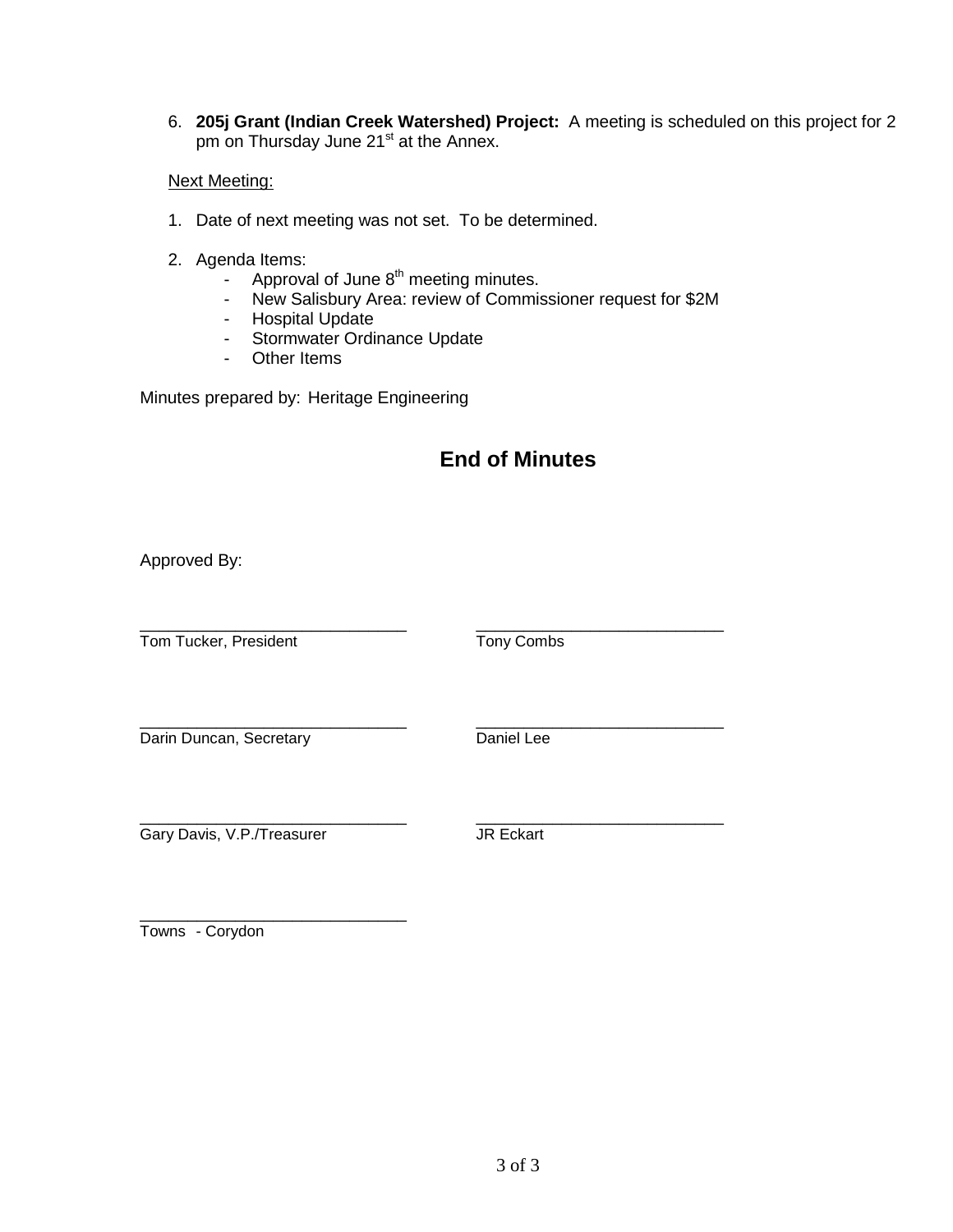6. **205j Grant (Indian Creek Watershed) Project:** A meeting is scheduled on this project for 2 pm on Thursday June 21st at the Annex.

<u>Next Meeting:</u>

1. Date of next meeting was not set. To be determined.

2. Agenda Items:
   - Approval of June 8th meeting minutes.
   - New Salisbury Area: review of Commissioner request for $2M
   - Hospital Update
   - Stormwater Ordinance Update
   - Other Items

Minutes prepared by: Heritage Engineering

## End of Minutes

Approved By:

| | |
|---|---|
| ____________________________ | ____________________________ |
| Tom Tucker, President | Tony Combs |
| ____________________________ | ____________________________ |
| Darin Duncan, Secretary | Daniel Lee |
| ____________________________ | ____________________________ |
| Gary Davis, V.P./Treasurer | JR Eckart |
| ____________________________ | |
| Towns - Corydon | |